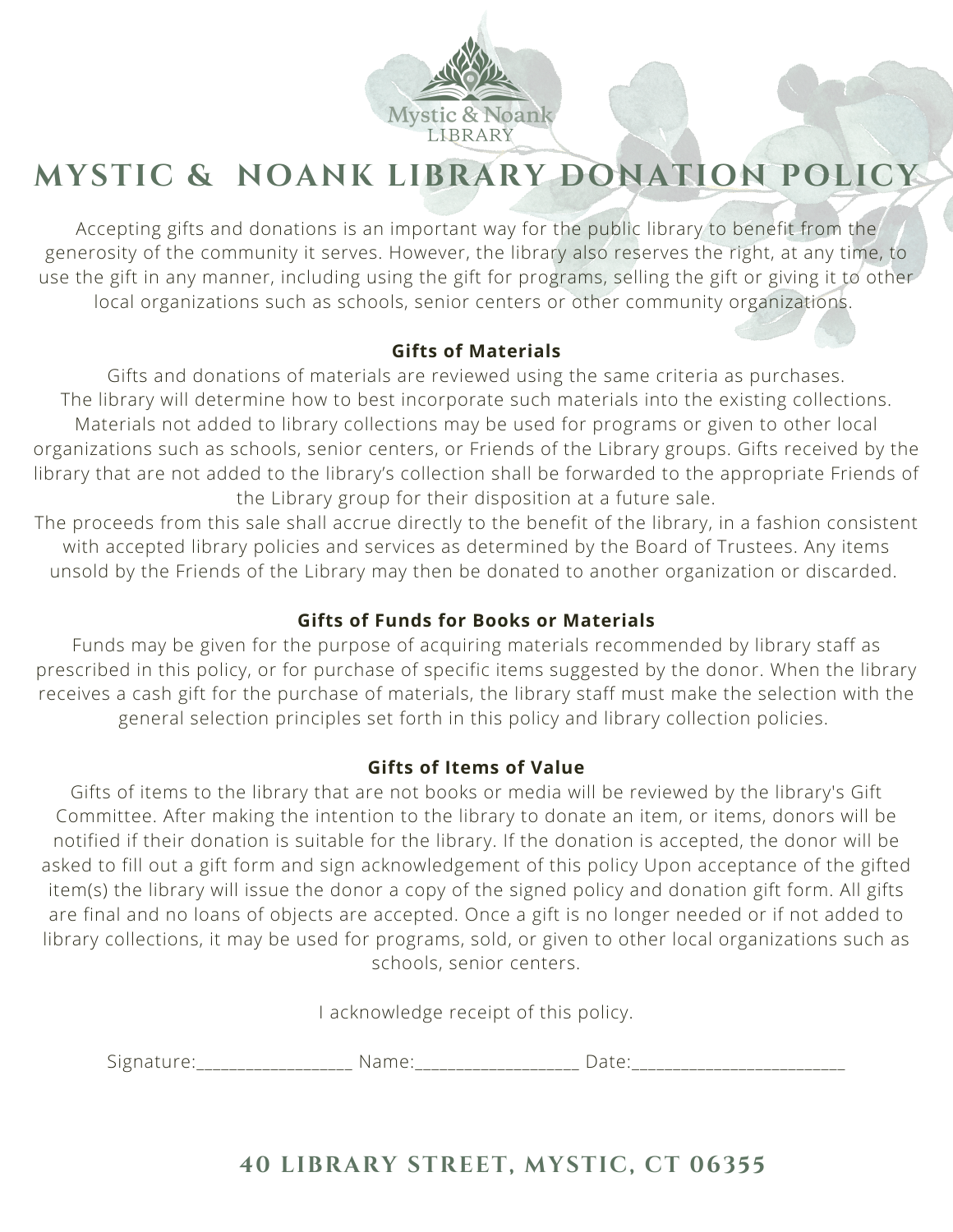Mystic & Noank LIBRARY

# MYSTIC & NOANK LIBRARY DONATION POLICY

Accepting gifts and donations is an important way for the public library to benefit from the generosity of the community it serves. However, the library also reserves the right, at any time, to use the gift in any manner, including using the gift for programs, selling the gift or giving it to other local organizations such as schools, senior centers or other community organizations.

## Gifts of Materials

Gifts and donations of materials are reviewed using the same criteria as purchases. The library will determine how to best incorporate such materials into the existing collections. Materials not added to library collections may be used for programs or given to other local organizations such as schools, senior centers, or Friends of the Library groups. Gifts received by the library that are not added to the library's collection shall be forwarded to the appropriate Friends of the Library group for their disposition at a future sale.
The proceeds from this sale shall accrue directly to the benefit of the library, in a fashion consistent with accepted library policies and services as determined by the Board of Trustees. Any items unsold by the Friends of the Library may then be donated to another organization or discarded.

## Gifts of Funds for Books or Materials

Funds may be given for the purpose of acquiring materials recommended by library staff as prescribed in this policy, or for purchase of specific items suggested by the donor. When the library receives a cash gift for the purchase of materials, the library staff must make the selection with the general selection principles set forth in this policy and library collection policies.

## Gifts of Items of Value

Gifts of items to the library that are not books or media will be reviewed by the library's Gift Committee. After making the intention to the library to donate an item, or items, donors will be notified if their donation is suitable for the library. If the donation is accepted, the donor will be asked to fill out a gift form and sign acknowledgement of this policy Upon acceptance of the gifted item(s) the library will issue the donor a copy of the signed policy and donation gift form. All gifts are final and no loans of objects are accepted. Once a gift is no longer needed or if not added to library collections, it may be used for programs, sold, or given to other local organizations such as schools, senior centers.

I acknowledge receipt of this policy.

Signature:__________________ Name:__________________ Date:________________________

**40 LIBRARY STREET, MYSTIC, CT 06355**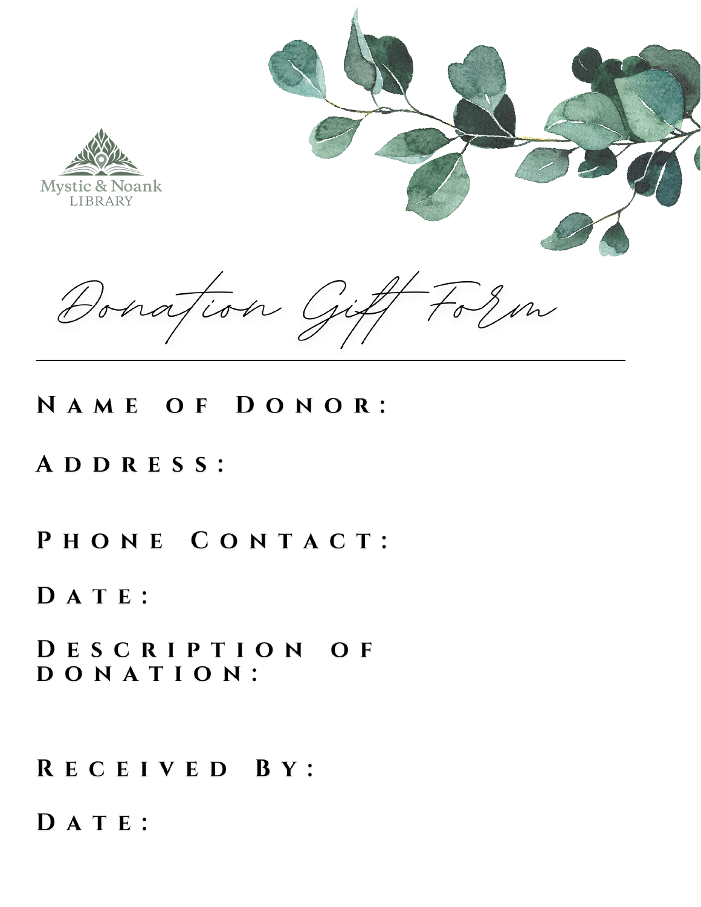Mystic & Noank LIBRARY

# Donation Gift Form

---

**Name of Donor:**

**Address:**

**Phone Contact:**

**Date:**

**Description of donation:**

**Received By:**

**Date:**